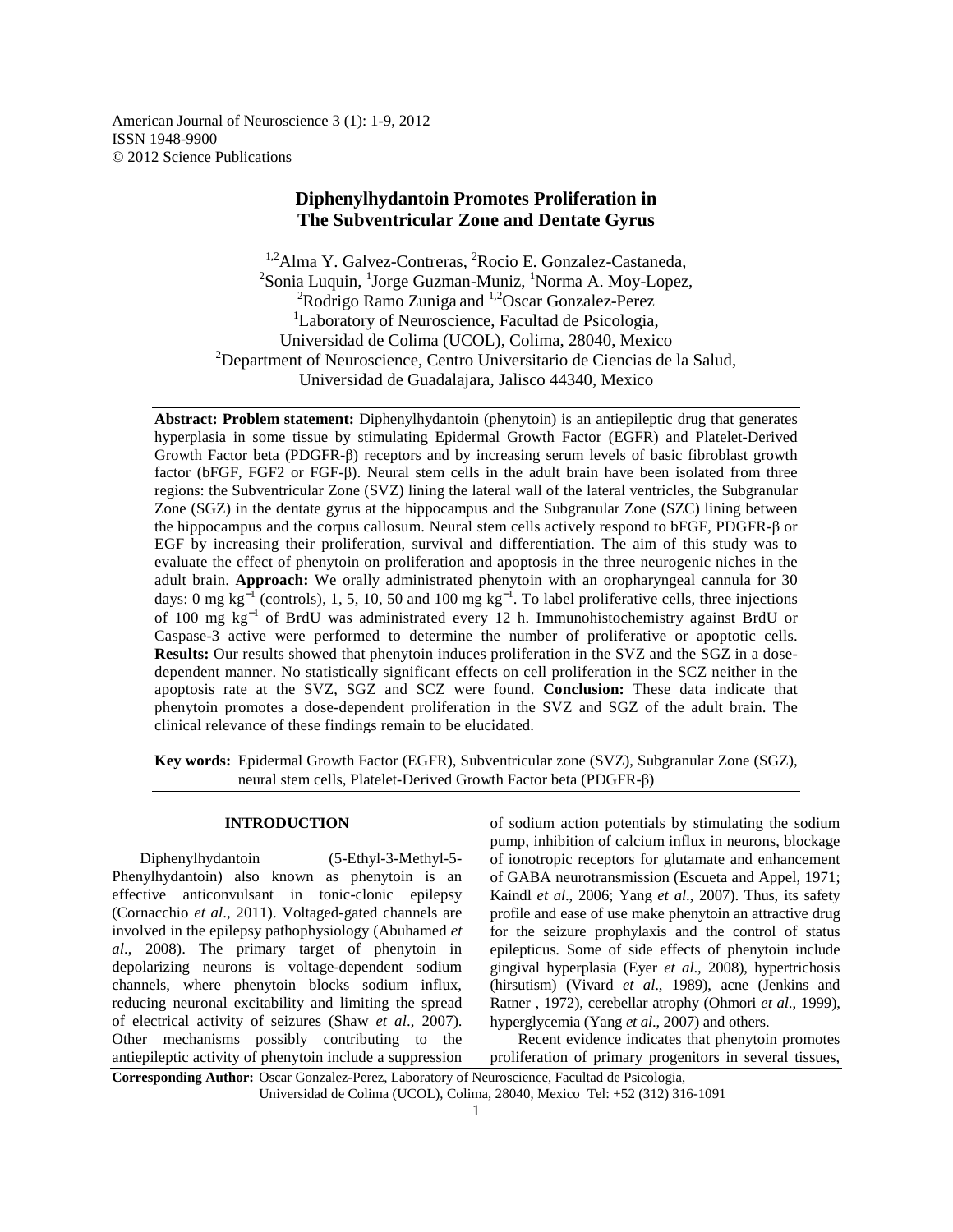# Diphenylhydantoin Promotes Proliferation in The Subventricular Zone and Dentate Gyrus

[1,2]Alma Y. Galvez-Contreras, [2]Rocio E. Gonzalez-Castaneda, [2]Sonia Luquin, [1]Jorge Guzman-Muniz, [1]Norma A. Moy-Lopez, [2]Rodrigo Ramo Zuniga and [1,2]Oscar Gonzalez-Perez

[1]Laboratory of Neuroscience, Facultad de Psicologia, Universidad de Colima (UCOL), Colima, 28040, Mexico

[2]Department of Neuroscience, Centro Universitario de Ciencias de la Salud, Universidad de Guadalajara, Jalisco 44340, Mexico

**Abstract: Problem statement:** Diphenylhydantoin (phenytoin) is an antiepileptic drug that generates hyperplasia in some tissue by stimulating Epidermal Growth Factor (EGFR) and Platelet-Derived Growth Factor beta (PDGFR-β) receptors and by increasing serum levels of basic fibroblast growth factor (bFGF, FGF2 or FGF-β). Neural stem cells in the adult brain have been isolated from three regions: the Subventricular Zone (SVZ) lining the lateral wall of the lateral ventricles, the Subgranular Zone (SGZ) in the dentate gyrus at the hippocampus and the Subgranular Zone (SZC) lining between the hippocampus and the corpus callosum. Neural stem cells actively respond to bFGF, PDGFR-β or EGF by increasing their proliferation, survival and differentiation. The aim of this study was to evaluate the effect of phenytoin on proliferation and apoptosis in the three neurogenic niches in the adult brain. **Approach:** We orally administrated phenytoin with an oropharyngeal cannula for 30 days: 0 mg $kg^{-1}$ (controls), 1, 5, 10, 50 and 100 mg $kg^{-1}$. To label proliferative cells, three injections of 100 mg $kg^{-1}$ of BrdU was administrated every 12 h. Immunohistochemistry against BrdU or Caspase-3 active were performed to determine the number of proliferative or apoptotic cells. **Results:** Our results showed that phenytoin induces proliferation in the SVZ and the SGZ in a dose-dependent manner. No statistically significant effects on cell proliferation in the SCZ neither in the apoptosis rate at the SVZ, SGZ and SCZ were found. **Conclusion:** These data indicate that phenytoin promotes a dose-dependent proliferation in the SVZ and SGZ of the adult brain. The clinical relevance of these findings remain to be elucidated.

**Key words:** Epidermal Growth Factor (EGFR), Subventricular zone (SVZ), Subgranular Zone (SGZ), neural stem cells, Platelet-Derived Growth Factor beta (PDGFR-β)

## INTRODUCTION

Diphenylhydantoin (5-Ethyl-3-Methyl-5-Phenylhydantoin) also known as phenytoin is an effective anticonvulsant in tonic-clonic epilepsy (Cornacchio *et al*., 2011). Voltaged-gated channels are involved in the epilepsy pathophysiology (Abuhamed *et al*., 2008). The primary target of phenytoin in depolarizing neurons is voltage-dependent sodium channels, where phenytoin blocks sodium influx, reducing neuronal excitability and limiting the spread of electrical activity of seizures (Shaw *et al*., 2007). Other mechanisms possibly contributing to the antiepileptic activity of phenytoin include a suppression of sodium action potentials by stimulating the sodium pump, inhibition of calcium influx in neurons, blockage of ionotropic receptors for glutamate and enhancement of GABA neurotransmission (Escueta and Appel, 1971; Kaindl *et al*., 2006; Yang *et al*., 2007). Thus, its safety profile and ease of use make phenytoin an attractive drug for the seizure prophylaxis and the control of status epilepticus. Some of side effects of phenytoin include gingival hyperplasia (Eyer *et al*., 2008), hypertrichosis (hirsutism) (Vivard *et al*., 1989), acne (Jenkins and Ratner , 1972), cerebellar atrophy (Ohmori *et al*., 1999), hyperglycemia (Yang *et al*., 2007) and others.

Recent evidence indicates that phenytoin promotes proliferation of primary progenitors in several tissues,

**Corresponding Author:** Oscar Gonzalez-Perez, Laboratory of Neuroscience, Facultad de Psicologia, Universidad de Colima (UCOL), Colima, 28040, Mexico Tel: +52 (312) 316-1091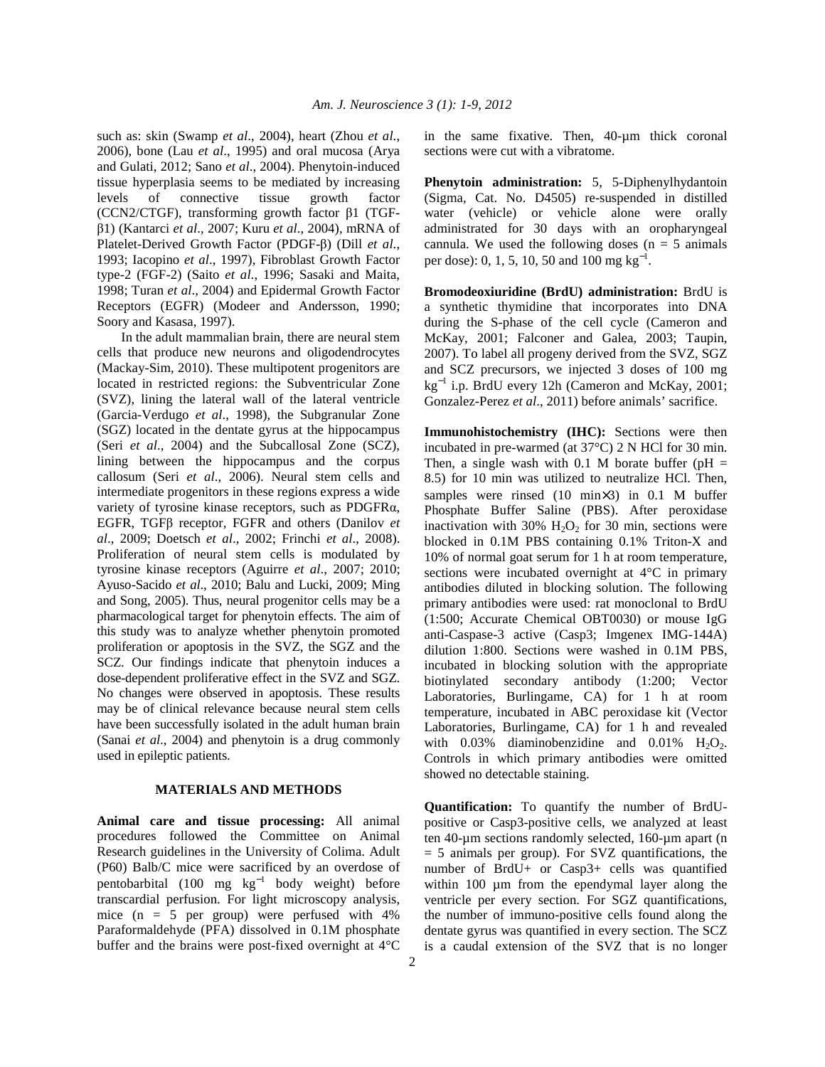such as: skin (Swamp *et al*., 2004), heart (Zhou *et al*., 2006), bone (Lau *et al*., 1995) and oral mucosa (Arya and Gulati, 2012; Sano *et al*., 2004). Phenytoin-induced tissue hyperplasia seems to be mediated by increasing levels of connective tissue growth factor (CCN2/CTGF), transforming growth factor β1 (TGF-β1) (Kantarci *et al*., 2007; Kuru *et al*., 2004), mRNA of Platelet-Derived Growth Factor (PDGF-β) (Dill *et al*., 1993; Iacopino *et al*., 1997), Fibroblast Growth Factor type-2 (FGF-2) (Saito *et al*., 1996; Sasaki and Maita, 1998; Turan *et al*., 2004) and Epidermal Growth Factor Receptors (EGFR) (Modeer and Andersson, 1990; Soory and Kasasa, 1997).

In the adult mammalian brain, there are neural stem cells that produce new neurons and oligodendrocytes (Mackay-Sim, 2010). These multipotent progenitors are located in restricted regions: the Subventricular Zone (SVZ), lining the lateral wall of the lateral ventricle (Garcia-Verdugo *et al*., 1998), the Subgranular Zone (SGZ) located in the dentate gyrus at the hippocampus (Seri *et al*., 2004) and the Subcallosal Zone (SCZ), lining between the hippocampus and the corpus callosum (Seri *et al*., 2006). Neural stem cells and intermediate progenitors in these regions express a wide variety of tyrosine kinase receptors, such as PDGFRα, EGFR, TGFβ receptor, FGFR and others (Danilov *et al*., 2009; Doetsch *et al*., 2002; Frinchi *et al*., 2008). Proliferation of neural stem cells is modulated by tyrosine kinase receptors (Aguirre *et al*., 2007; 2010; Ayuso-Sacido *et al*., 2010; Balu and Lucki, 2009; Ming and Song, 2005). Thus, neural progenitor cells may be a pharmacological target for phenytoin effects. The aim of this study was to analyze whether phenytoin promoted proliferation or apoptosis in the SVZ, the SGZ and the SCZ. Our findings indicate that phenytoin induces a dose-dependent proliferative effect in the SVZ and SGZ. No changes were observed in apoptosis. These results may be of clinical relevance because neural stem cells have been successfully isolated in the adult human brain (Sanai *et al*., 2004) and phenytoin is a drug commonly used in epileptic patients.

## MATERIALS AND METHODS

**Animal care and tissue processing:** All animal procedures followed the Committee on Animal Research guidelines in the University of Colima. Adult (P60) Balb/C mice were sacrificed by an overdose of pentobarbital (100 mg $kg^{-1}$ body weight) before transcardial perfusion. For light microscopy analysis, mice (n = 5 per group) were perfused with 4% Paraformaldehyde (PFA) dissolved in 0.1M phosphate buffer and the brains were post-fixed overnight at 4°C in the same fixative. Then, 40-µm thick coronal sections were cut with a vibratome.

**Phenytoin administration:** 5, 5-Diphenylhydantoin (Sigma, Cat. No. D4505) re-suspended in distilled water (vehicle) or vehicle alone were orally administrated for 30 days with an oropharyngeal cannula. We used the following doses (n = 5 animals per dose): 0, 1, 5, 10, 50 and 100 mg $kg^{-1}$.

**Bromodeoxiuridine (BrdU) administration:** BrdU is a synthetic thymidine that incorporates into DNA during the S-phase of the cell cycle (Cameron and McKay, 2001; Falconer and Galea, 2003; Taupin, 2007). To label all progeny derived from the SVZ, SGZ and SCZ precursors, we injected 3 doses of 100 mg $kg^{-1}$ i.p. BrdU every 12h (Cameron and McKay, 2001; Gonzalez-Perez *et al*., 2011) before animals' sacrifice.

**Immunohistochemistry (IHC):** Sections were then incubated in pre-warmed (at 37°C) 2 N HCl for 30 min. Then, a single wash with 0.1 M borate buffer (pH = 8.5) for 10 min was utilized to neutralize HCl. Then, samples were rinsed (10 min×3) in 0.1 M buffer Phosphate Buffer Saline (PBS). After peroxidase inactivation with 30% $H_2O_2$ for 30 min, sections were blocked in 0.1M PBS containing 0.1% Triton-X and 10% of normal goat serum for 1 h at room temperature, sections were incubated overnight at 4°C in primary antibodies diluted in blocking solution. The following primary antibodies were used: rat monoclonal to BrdU (1:500; Accurate Chemical OBT0030) or mouse IgG anti-Caspase-3 active (Casp3; Imgenex IMG-144A) dilution 1:800. Sections were washed in 0.1M PBS, incubated in blocking solution with the appropriate biotinylated secondary antibody (1:200; Vector Laboratories, Burlingame, CA) for 1 h at room temperature, incubated in ABC peroxidase kit (Vector Laboratories, Burlingame, CA) for 1 h and revealed with 0.03% diaminobenzidine and 0.01% $H_2O_2$. Controls in which primary antibodies were omitted showed no detectable staining.

**Quantification:** To quantify the number of BrdU-positive or Casp3-positive cells, we analyzed at least ten 40-µm sections randomly selected, 160-µm apart (n = 5 animals per group). For SVZ quantifications, the number of BrdU+ or Casp3+ cells was quantified within 100 µm from the ependymal layer along the ventricle per every section. For SGZ quantifications, the number of immuno-positive cells found along the dentate gyrus was quantified in every section. The SCZ is a caudal extension of the SVZ that is no longer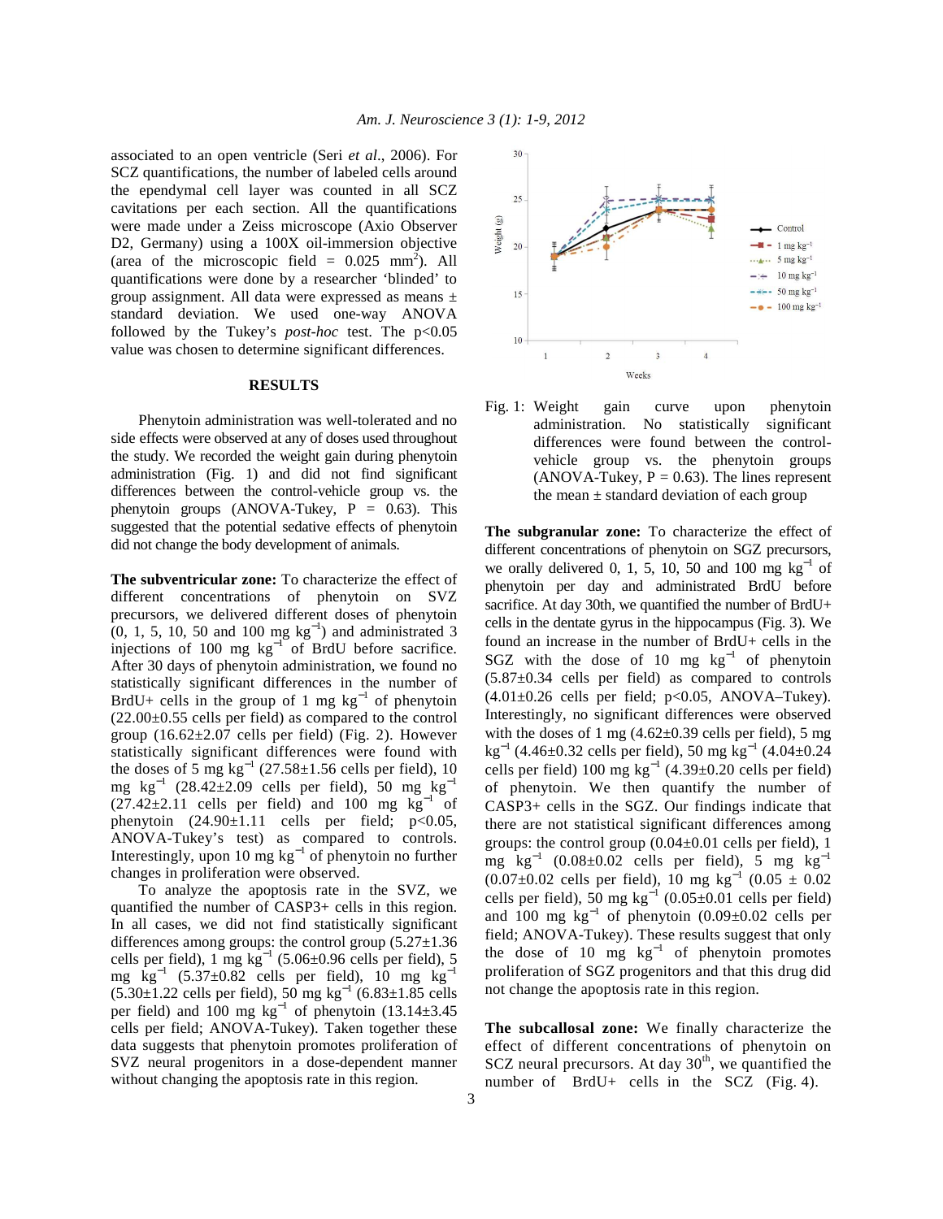associated to an open ventricle (Seri *et al*., 2006). For SCZ quantifications, the number of labeled cells around the ependymal cell layer was counted in all SCZ cavitations per each section. All the quantifications were made under a Zeiss microscope (Axio Observer D2, Germany) using a 100X oil-immersion objective (area of the microscopic field = 0.025 $mm^2$). All quantifications were done by a researcher 'blinded' to group assignment. All data were expressed as means ± standard deviation. We used one-way ANOVA followed by the Tukey's *post-hoc* test. The $p<0.05$ value was chosen to determine significant differences.

## RESULTS

Phenytoin administration was well-tolerated and no side effects were observed at any of doses used throughout the study. We recorded the weight gain during phenytoin administration (Fig. 1) and did not find significant differences between the control-vehicle group vs. the phenytoin groups (ANOVA-Tukey, $P = 0.63$). This suggested that the potential sedative effects of phenytoin did not change the body development of animals.

**The subventricular zone:** To characterize the effect of different concentrations of phenytoin on SVZ precursors, we delivered different doses of phenytoin (0, 1, 5, 10, 50 and 100 mg $kg^{-1}$) and administrated 3 injections of 100 mg $kg^{-1}$ of BrdU before sacrifice. After 30 days of phenytoin administration, we found no statistically significant differences in the number of BrdU+ cells in the group of 1 mg $kg^{-1}$ of phenytoin (22.00±0.55 cells per field) as compared to the control group (16.62±2.07 cells per field) (Fig. 2). However statistically significant differences were found with the doses of 5 mg $kg^{-1}$ (27.58±1.56 cells per field), 10 mg $kg^{-1}$ (28.42±2.09 cells per field), 50 mg $kg^{-1}$ (27.42±2.11 cells per field) and 100 mg $kg^{-1}$ of phenytoin (24.90±1.11 cells per field; $p<0.05$, ANOVA-Tukey's test) as compared to controls. Interestingly, upon 10 mg $kg^{-1}$ of phenytoin no further changes in proliferation were observed.

To analyze the apoptosis rate in the SVZ, we quantified the number of CASP3+ cells in this region. In all cases, we did not find statistically significant differences among groups: the control group (5.27±1.36 cells per field), 1 mg $kg^{-1}$ (5.06±0.96 cells per field), 5 mg $kg^{-1}$ (5.37±0.82 cells per field), 10 mg $kg^{-1}$ (5.30±1.22 cells per field), 50 mg $kg^{-1}$ (6.83±1.85 cells per field) and 100 mg $kg^{-1}$ of phenytoin (13.14±3.45 cells per field; ANOVA-Tukey). Taken together these data suggests that phenytoin promotes proliferation of SVZ neural progenitors in a dose-dependent manner without changing the apoptosis rate in this region.

Fig. 1: Weight gain curve upon phenytoin administration. No statistically significant differences were found between the control-vehicle group vs. the phenytoin groups (ANOVA-Tukey, $P = 0.63$). The lines represent the mean ± standard deviation of each group

**The subgranular zone:** To characterize the effect of different concentrations of phenytoin on SGZ precursors, we orally delivered 0, 1, 5, 10, 50 and 100 mg $kg^{-1}$ of phenytoin per day and administrated BrdU before sacrifice. At day 30th, we quantified the number of BrdU+ cells in the dentate gyrus in the hippocampus (Fig. 3). We found an increase in the number of BrdU+ cells in the SGZ with the dose of 10 mg $kg^{-1}$ of phenytoin (5.87±0.34 cells per field) as compared to controls (4.01±0.26 cells per field; $p<0.05$, ANOVA–Tukey). Interestingly, no significant differences were observed with the doses of 1 mg (4.62±0.39 cells per field), 5 mg $kg^{-1}$ (4.46±0.32 cells per field), 50 mg $kg^{-1}$ (4.04±0.24 cells per field) 100 mg $kg^{-1}$ (4.39±0.20 cells per field) of phenytoin. We then quantify the number of CASP3+ cells in the SGZ. Our findings indicate that there are not statistical significant differences among groups: the control group (0.04±0.01 cells per field), 1 mg $kg^{-1}$ (0.08±0.02 cells per field), 5 mg $kg^{-1}$ (0.07±0.02 cells per field), 10 mg $kg^{-1}$ (0.05 ± 0.02 cells per field), 50 mg $kg^{-1}$ (0.05±0.01 cells per field) and 100 mg $kg^{-1}$ of phenytoin (0.09±0.02 cells per field; ANOVA-Tukey). These results suggest that only the dose of 10 mg $kg^{-1}$ of phenytoin promotes proliferation of SGZ progenitors and that this drug did not change the apoptosis rate in this region.

**The subcallosal zone:** We finally characterize the effect of different concentrations of phenytoin on SCZ neural precursors. At day $30^{th}$, we quantified the number of BrdU+ cells in the SCZ (Fig. 4).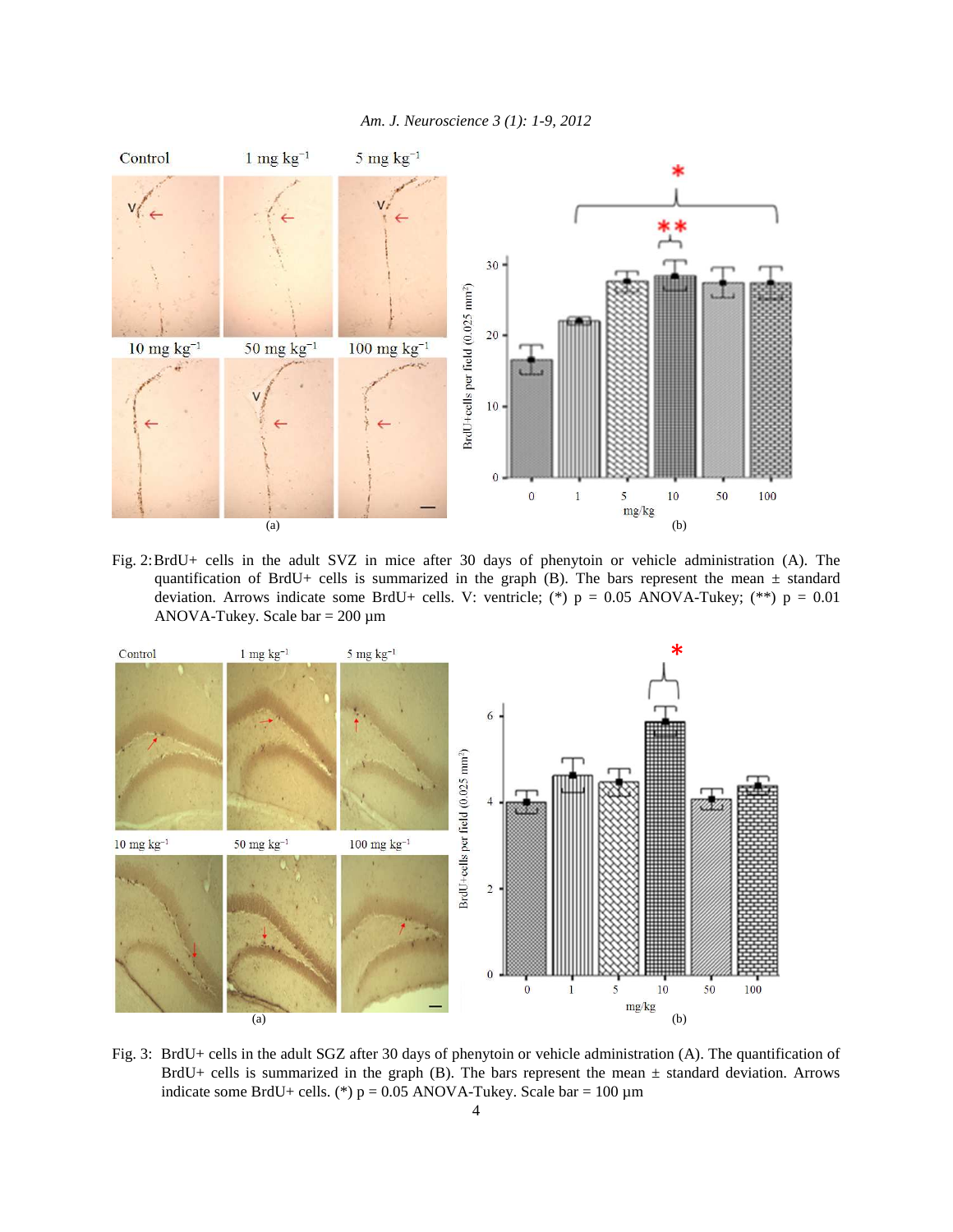Fig. 2: BrdU+ cells in the adult SVZ in mice after 30 days of phenytoin or vehicle administration (A). The quantification of BrdU+ cells is summarized in the graph (B). The bars represent the mean ± standard deviation. Arrows indicate some BrdU+ cells. V: ventricle; (*) p = 0.05 ANOVA-Tukey; (**) p = 0.01 ANOVA-Tukey. Scale bar = 200 µm

Fig. 3: BrdU+ cells in the adult SGZ after 30 days of phenytoin or vehicle administration (A). The quantification of BrdU+ cells is summarized in the graph (B). The bars represent the mean ± standard deviation. Arrows indicate some BrdU+ cells. (*) p = 0.05 ANOVA-Tukey. Scale bar = 100 µm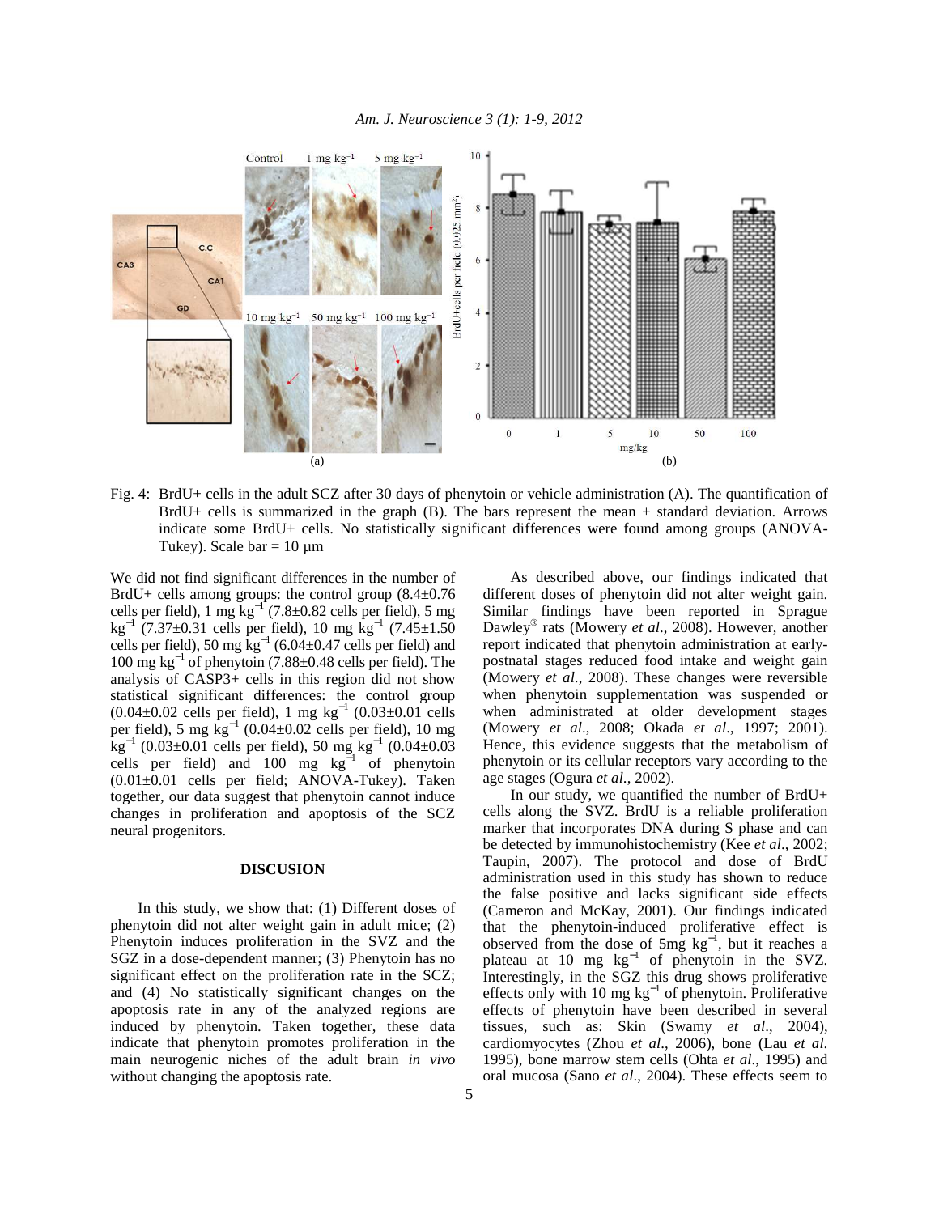Fig. 4: BrdU+ cells in the adult SCZ after 30 days of phenytoin or vehicle administration (A). The quantification of BrdU+ cells is summarized in the graph (B). The bars represent the mean ± standard deviation. Arrows indicate some BrdU+ cells. No statistically significant differences were found among groups (ANOVA-Tukey). Scale bar = 10 µm

We did not find significant differences in the number of BrdU+ cells among groups: the control group (8.4±0.76 cells per field), 1 mg kg$^{-1}$ (7.8±0.82 cells per field), 5 mg kg$^{-1}$ (7.37±0.31 cells per field), 10 mg kg$^{-1}$ (7.45±1.50 cells per field), 50 mg kg$^{-1}$ (6.04±0.47 cells per field) and 100 mg kg$^{-1}$ of phenytoin (7.88±0.48 cells per field). The analysis of CASP3+ cells in this region did not show statistical significant differences: the control group (0.04±0.02 cells per field), 1 mg kg$^{-1}$ (0.03±0.01 cells per field), 5 mg kg$^{-1}$ (0.04±0.02 cells per field), 10 mg kg$^{-1}$ (0.03±0.01 cells per field), 50 mg kg$^{-1}$ (0.04±0.03 cells per field) and 100 mg kg$^{-1}$ of phenytoin (0.01±0.01 cells per field; ANOVA-Tukey). Taken together, our data suggest that phenytoin cannot induce changes in proliferation and apoptosis of the SCZ neural progenitors.

## DISCUSION

In this study, we show that: (1) Different doses of phenytoin did not alter weight gain in adult mice; (2) Phenytoin induces proliferation in the SVZ and the SGZ in a dose-dependent manner; (3) Phenytoin has no significant effect on the proliferation rate in the SCZ; and (4) No statistically significant changes on the apoptosis rate in any of the analyzed regions are induced by phenytoin. Taken together, these data indicate that phenytoin promotes proliferation in the main neurogenic niches of the adult brain *in vivo* without changing the apoptosis rate.

As described above, our findings indicated that different doses of phenytoin did not alter weight gain. Similar findings have been reported in Sprague Dawley® rats (Mowery *et al*., 2008). However, another report indicated that phenytoin administration at early-postnatal stages reduced food intake and weight gain (Mowery *et al*., 2008). These changes were reversible when phenytoin supplementation was suspended or when administrated at older development stages (Mowery *et al*., 2008; Okada *et al*., 1997; 2001). Hence, this evidence suggests that the metabolism of phenytoin or its cellular receptors vary according to the age stages (Ogura *et al*., 2002).

In our study, we quantified the number of BrdU+ cells along the SVZ. BrdU is a reliable proliferation marker that incorporates DNA during S phase and can be detected by immunohistochemistry (Kee *et al*., 2002; Taupin, 2007). The protocol and dose of BrdU administration used in this study has shown to reduce the false positive and lacks significant side effects (Cameron and McKay, 2001). Our findings indicated that the phenytoin-induced proliferative effect is observed from the dose of 5mg kg$^{-1}$, but it reaches a plateau at 10 mg kg$^{-1}$ of phenytoin in the SVZ. Interestingly, in the SGZ this drug shows proliferative effects only with 10 mg kg$^{-1}$ of phenytoin. Proliferative effects of phenytoin have been described in several tissues, such as: Skin (Swamy *et al*., 2004), cardiomyocytes (Zhou *et al*., 2006), bone (Lau *et al*. 1995), bone marrow stem cells (Ohta *et al*., 1995) and oral mucosa (Sano *et al*., 2004). These effects seem to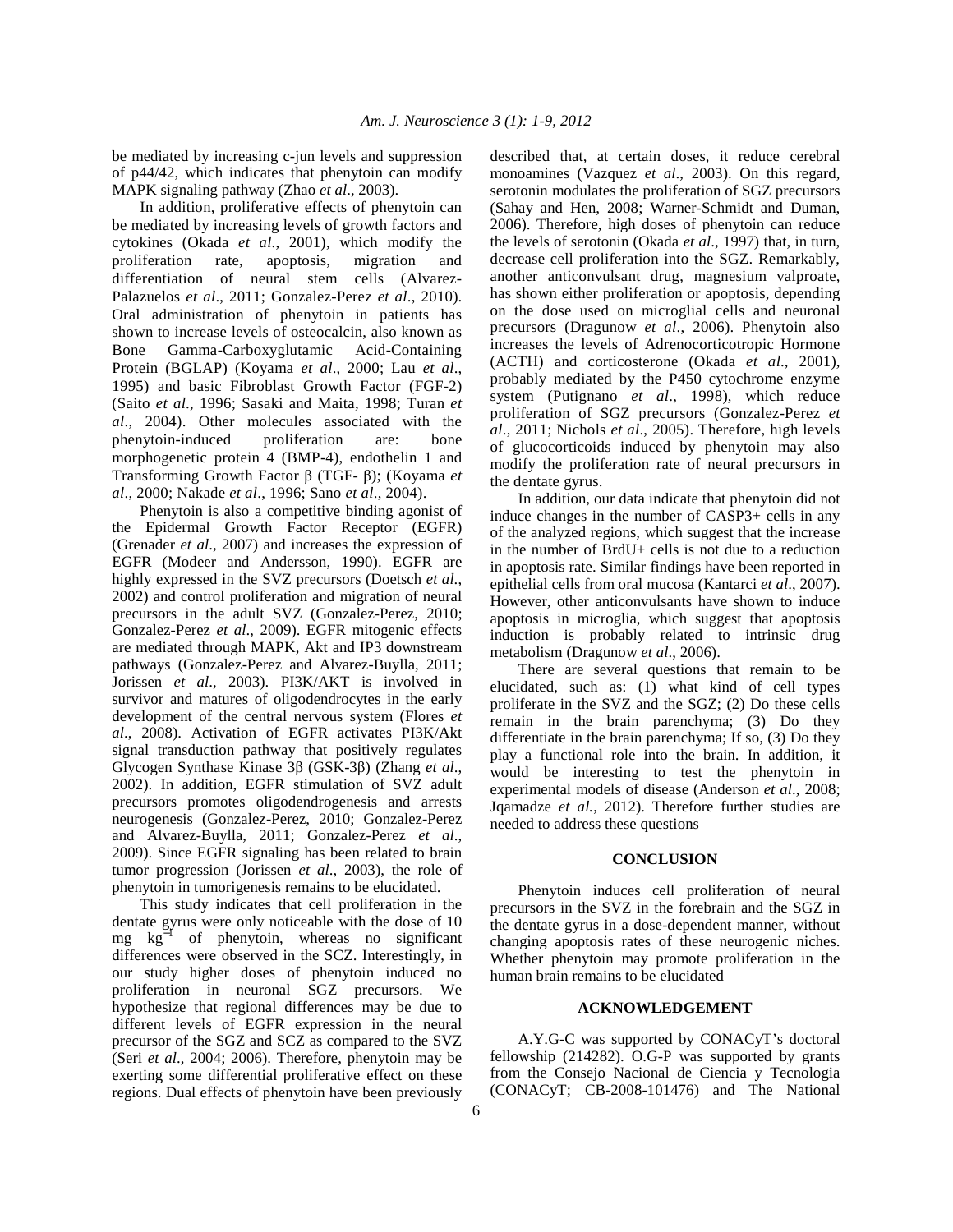be mediated by increasing c-jun levels and suppression of p44/42, which indicates that phenytoin can modify MAPK signaling pathway (Zhao *et al*., 2003).

In addition, proliferative effects of phenytoin can be mediated by increasing levels of growth factors and cytokines (Okada *et al*., 2001), which modify the proliferation rate, apoptosis, migration and differentiation of neural stem cells (Alvarez-Palazuelos *et al*., 2011; Gonzalez-Perez *et al*., 2010). Oral administration of phenytoin in patients has shown to increase levels of osteocalcin, also known as Bone Gamma-Carboxyglutamic Acid-Containing Protein (BGLAP) (Koyama *et al*., 2000; Lau *et al*., 1995) and basic Fibroblast Growth Factor (FGF-2) (Saito *et al*., 1996; Sasaki and Maita, 1998; Turan *et al*., 2004). Other molecules associated with the phenytoin-induced proliferation are: bone morphogenetic protein 4 (BMP-4), endothelin 1 and Transforming Growth Factor β (TGF- β); (Koyama *et al*., 2000; Nakade *et al*., 1996; Sano *et al*., 2004).

Phenytoin is also a competitive binding agonist of the Epidermal Growth Factor Receptor (EGFR) (Grenader *et al*., 2007) and increases the expression of EGFR (Modeer and Andersson, 1990). EGFR are highly expressed in the SVZ precursors (Doetsch *et al*., 2002) and control proliferation and migration of neural precursors in the adult SVZ (Gonzalez-Perez, 2010; Gonzalez-Perez *et al*., 2009). EGFR mitogenic effects are mediated through MAPK, Akt and IP3 downstream pathways (Gonzalez-Perez and Alvarez-Buylla, 2011; Jorissen *et al*., 2003). PI3K/AKT is involved in survivor and matures of oligodendrocytes in the early development of the central nervous system (Flores *et al*., 2008). Activation of EGFR activates PI3K/Akt signal transduction pathway that positively regulates Glycogen Synthase Kinase 3β (GSK-3β) (Zhang *et al*., 2002). In addition, EGFR stimulation of SVZ adult precursors promotes oligodendrogenesis and arrests neurogenesis (Gonzalez-Perez, 2010; Gonzalez-Perez and Alvarez-Buylla, 2011; Gonzalez-Perez *et al*., 2009). Since EGFR signaling has been related to brain tumor progression (Jorissen *et al*., 2003), the role of phenytoin in tumorigenesis remains to be elucidated.

This study indicates that cell proliferation in the dentate gyrus were only noticeable with the dose of 10 mg $kg^{-1}$ of phenytoin, whereas no significant differences were observed in the SCZ. Interestingly, in our study higher doses of phenytoin induced no proliferation in neuronal SGZ precursors. We hypothesize that regional differences may be due to different levels of EGFR expression in the neural precursor of the SGZ and SCZ as compared to the SVZ (Seri *et al*., 2004; 2006). Therefore, phenytoin may be exerting some differential proliferative effect on these regions. Dual effects of phenytoin have been previously described that, at certain doses, it reduce cerebral monoamines (Vazquez *et al*., 2003). On this regard, serotonin modulates the proliferation of SGZ precursors (Sahay and Hen, 2008; Warner-Schmidt and Duman, 2006). Therefore, high doses of phenytoin can reduce the levels of serotonin (Okada *et al*., 1997) that, in turn, decrease cell proliferation into the SGZ. Remarkably, another anticonvulsant drug, magnesium valproate, has shown either proliferation or apoptosis, depending on the dose used on microglial cells and neuronal precursors (Dragunow *et al*., 2006). Phenytoin also increases the levels of Adrenocorticotropic Hormone (ACTH) and corticosterone (Okada *et al*., 2001), probably mediated by the P450 cytochrome enzyme system (Putignano *et al*., 1998), which reduce proliferation of SGZ precursors (Gonzalez-Perez *et al*., 2011; Nichols *et al*., 2005). Therefore, high levels of glucocorticoids induced by phenytoin may also modify the proliferation rate of neural precursors in the dentate gyrus.

In addition, our data indicate that phenytoin did not induce changes in the number of CASP3+ cells in any of the analyzed regions, which suggest that the increase in the number of BrdU+ cells is not due to a reduction in apoptosis rate. Similar findings have been reported in epithelial cells from oral mucosa (Kantarci *et al*., 2007). However, other anticonvulsants have shown to induce apoptosis in microglia, which suggest that apoptosis induction is probably related to intrinsic drug metabolism (Dragunow *et al*., 2006).

There are several questions that remain to be elucidated, such as: (1) what kind of cell types proliferate in the SVZ and the SGZ; (2) Do these cells remain in the brain parenchyma; (3) Do they differentiate in the brain parenchyma; If so, (3) Do they play a functional role into the brain. In addition, it would be interesting to test the phenytoin in experimental models of disease (Anderson *et al*., 2008; Jqamadze *et al.*, 2012). Therefore further studies are needed to address these questions

## CONCLUSION

Phenytoin induces cell proliferation of neural precursors in the SVZ in the forebrain and the SGZ in the dentate gyrus in a dose-dependent manner, without changing apoptosis rates of these neurogenic niches. Whether phenytoin may promote proliferation in the human brain remains to be elucidated

## ACKNOWLEDGEMENT

A.Y.G-C was supported by CONACyT's doctoral fellowship (214282). O.G-P was supported by grants from the Consejo Nacional de Ciencia y Tecnologia (CONACyT; CB-2008-101476) and The National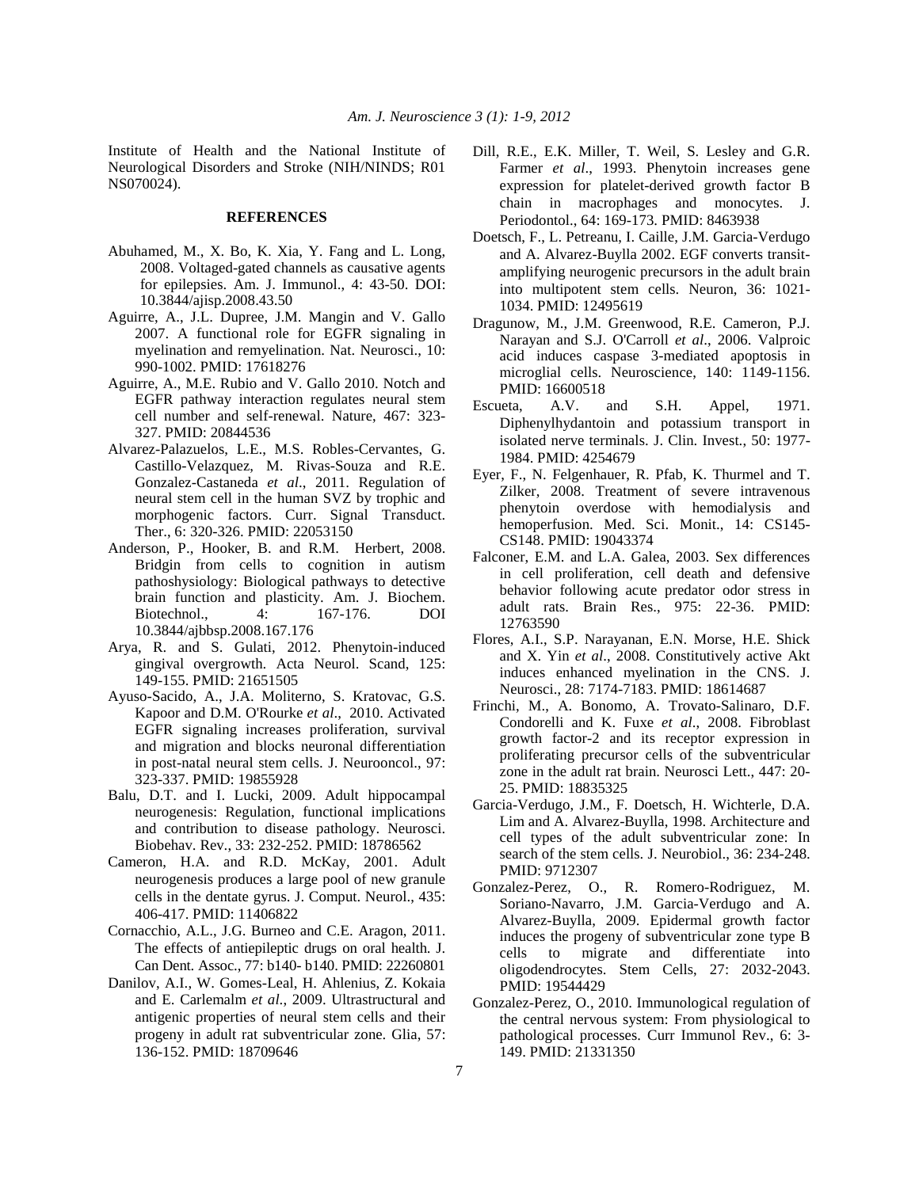Institute of Health and the National Institute of Neurological Disorders and Stroke (NIH/NINDS; R01 NS070024).

## REFERENCES

Abuhamed, M., X. Bo, K. Xia, Y. Fang and L. Long, 2008. Voltaged-gated channels as causative agents for epilepsies. Am. J. Immunol., 4: 43-50. DOI: 10.3844/ajisp.2008.43.50

Aguirre, A., J.L. Dupree, J.M. Mangin and V. Gallo 2007. A functional role for EGFR signaling in myelination and remyelination. Nat. Neurosci., 10: 990-1002. PMID: 17618276

Aguirre, A., M.E. Rubio and V. Gallo 2010. Notch and EGFR pathway interaction regulates neural stem cell number and self-renewal. Nature, 467: 323-327. PMID: 20844536

Alvarez-Palazuelos, L.E., M.S. Robles-Cervantes, G. Castillo-Velazquez, M. Rivas-Souza and R.E. Gonzalez-Castaneda *et al*., 2011. Regulation of neural stem cell in the human SVZ by trophic and morphogenic factors. Curr. Signal Transduct. Ther., 6: 320-326. PMID: 22053150

Anderson, P., Hooker, B. and R.M. Herbert, 2008. Bridgin from cells to cognition in autism pathoshysiology: Biological pathways to detective brain function and plasticity. Am. J. Biochem. Biotechnol., 4: 167-176. DOI 10.3844/ajbbsp.2008.167.176

Arya, R. and S. Gulati, 2012. Phenytoin-induced gingival overgrowth. Acta Neurol. Scand, 125: 149-155. PMID: 21651505

Ayuso-Sacido, A., J.A. Moliterno, S. Kratovac, G.S. Kapoor and D.M. O'Rourke *et al*., 2010. Activated EGFR signaling increases proliferation, survival and migration and blocks neuronal differentiation in post-natal neural stem cells. J. Neurooncol., 97: 323-337. PMID: 19855928

Balu, D.T. and I. Lucki, 2009. Adult hippocampal neurogenesis: Regulation, functional implications and contribution to disease pathology. Neurosci. Biobehav. Rev., 33: 232-252. PMID: 18786562

Cameron, H.A. and R.D. McKay, 2001. Adult neurogenesis produces a large pool of new granule cells in the dentate gyrus. J. Comput. Neurol., 435: 406-417. PMID: 11406822

Cornacchio, A.L., J.G. Burneo and C.E. Aragon, 2011. The effects of antiepileptic drugs on oral health. J. Can Dent. Assoc., 77: b140- b140. PMID: 22260801

Danilov, A.I., W. Gomes-Leal, H. Ahlenius, Z. Kokaia and E. Carlemalm *et al.*, 2009. Ultrastructural and antigenic properties of neural stem cells and their progeny in adult rat subventricular zone. Glia, 57: 136-152. PMID: 18709646

Dill, R.E., E.K. Miller, T. Weil, S. Lesley and G.R. Farmer *et al*., 1993. Phenytoin increases gene expression for platelet-derived growth factor B chain in macrophages and monocytes. J. Periodontol., 64: 169-173. PMID: 8463938

Doetsch, F., L. Petreanu, I. Caille, J.M. Garcia-Verdugo and A. Alvarez-Buylla 2002. EGF converts transit-amplifying neurogenic precursors in the adult brain into multipotent stem cells. Neuron, 36: 1021-1034. PMID: 12495619

Dragunow, M., J.M. Greenwood, R.E. Cameron, P.J. Narayan and S.J. O'Carroll *et al*., 2006. Valproic acid induces caspase 3-mediated apoptosis in microglial cells. Neuroscience, 140: 1149-1156. PMID: 16600518

Escueta, A.V. and S.H. Appel, 1971. Diphenylhydantoin and potassium transport in isolated nerve terminals. J. Clin. Invest., 50: 1977-1984. PMID: 4254679

Eyer, F., N. Felgenhauer, R. Pfab, K. Thurmel and T. Zilker, 2008. Treatment of severe intravenous phenytoin overdose with hemodialysis and hemoperfusion. Med. Sci. Monit., 14: CS145-CS148. PMID: 19043374

Falconer, E.M. and L.A. Galea, 2003. Sex differences in cell proliferation, cell death and defensive behavior following acute predator odor stress in adult rats. Brain Res., 975: 22-36. PMID: 12763590

Flores, A.I., S.P. Narayanan, E.N. Morse, H.E. Shick and X. Yin *et al*., 2008. Constitutively active Akt induces enhanced myelination in the CNS. J. Neurosci., 28: 7174-7183. PMID: 18614687

Frinchi, M., A. Bonomo, A. Trovato-Salinaro, D.F. Condorelli and K. Fuxe *et al*., 2008. Fibroblast growth factor-2 and its receptor expression in proliferating precursor cells of the subventricular zone in the adult rat brain. Neurosci Lett., 447: 20-25. PMID: 18835325

Garcia-Verdugo, J.M., F. Doetsch, H. Wichterle, D.A. Lim and A. Alvarez-Buylla, 1998. Architecture and cell types of the adult subventricular zone: In search of the stem cells. J. Neurobiol., 36: 234-248. PMID: 9712307

Gonzalez-Perez, O., R. Romero-Rodriguez, M. Soriano-Navarro, J.M. Garcia-Verdugo and A. Alvarez-Buylla, 2009. Epidermal growth factor induces the progeny of subventricular zone type B cells to migrate and differentiate into oligodendrocytes. Stem Cells, 27: 2032-2043. PMID: 19544429

Gonzalez-Perez, O., 2010. Immunological regulation of the central nervous system: From physiological to pathological processes. Curr Immunol Rev., 6: 3-149. PMID: 21331350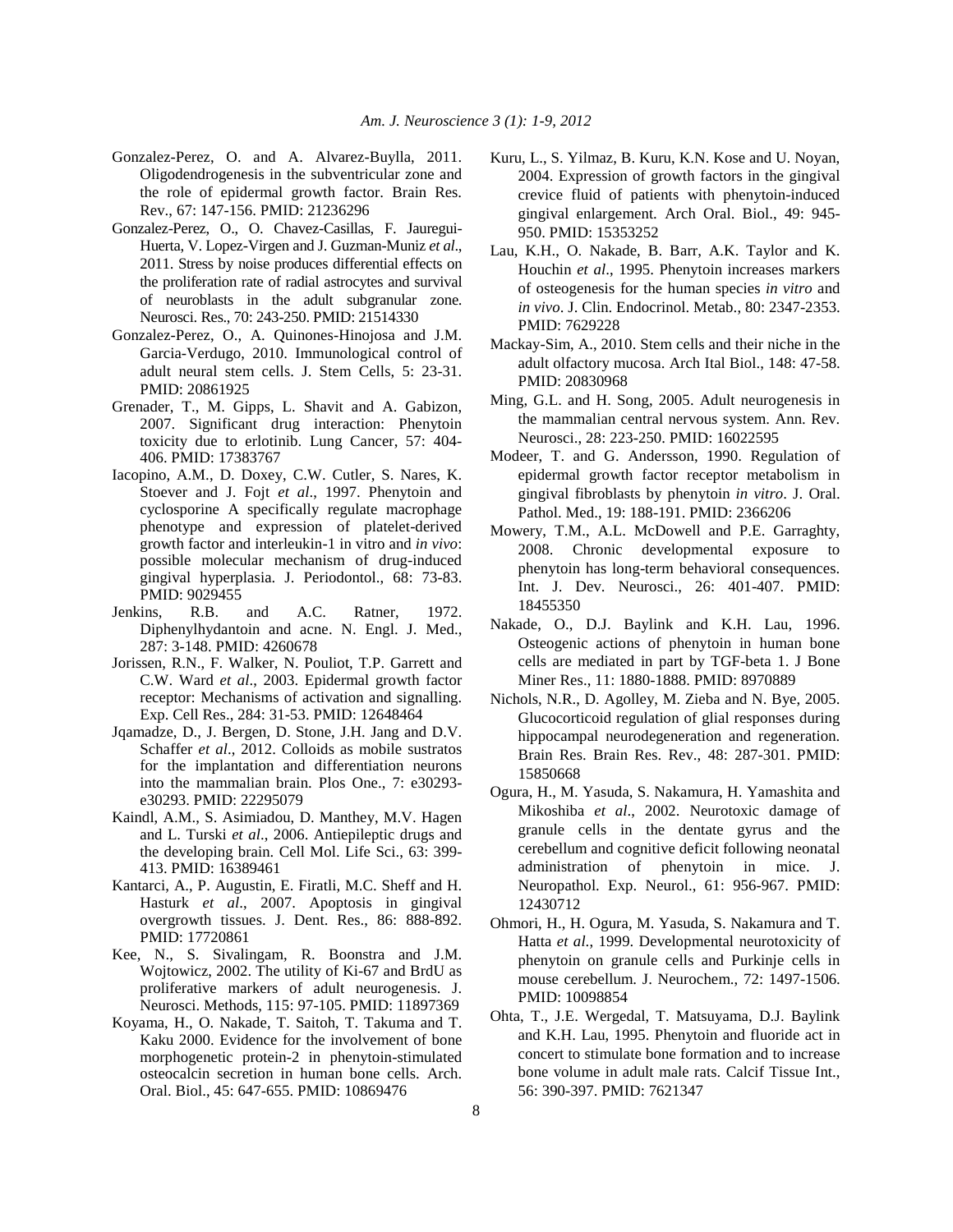Gonzalez-Perez, O. and A. Alvarez-Buylla, 2011. Oligodendrogenesis in the subventricular zone and the role of epidermal growth factor. Brain Res. Rev., 67: 147-156. PMID: 21236296

Gonzalez-Perez, O., O. Chavez-Casillas, F. Jauregui-Huerta, V. Lopez-Virgen and J. Guzman-Muniz *et al*., 2011. Stress by noise produces differential effects on the proliferation rate of radial astrocytes and survival of neuroblasts in the adult subgranular zone. Neurosci. Res., 70: 243-250. PMID: 21514330

Gonzalez-Perez, O., A. Quinones-Hinojosa and J.M. Garcia-Verdugo, 2010. Immunological control of adult neural stem cells. J. Stem Cells, 5: 23-31. PMID: 20861925

Grenader, T., M. Gipps, L. Shavit and A. Gabizon, 2007. Significant drug interaction: Phenytoin toxicity due to erlotinib. Lung Cancer, 57: 404-406. PMID: 17383767

Iacopino, A.M., D. Doxey, C.W. Cutler, S. Nares, K. Stoever and J. Fojt *et al*., 1997. Phenytoin and cyclosporine A specifically regulate macrophage phenotype and expression of platelet-derived growth factor and interleukin-1 in vitro and *in vivo*: possible molecular mechanism of drug-induced gingival hyperplasia. J. Periodontol., 68: 73-83. PMID: 9029455

Jenkins, R.B. and A.C. Ratner, 1972. Diphenylhydantoin and acne. N. Engl. J. Med., 287: 3-148. PMID: 4260678

Jorissen, R.N., F. Walker, N. Pouliot, T.P. Garrett and C.W. Ward *et al*., 2003. Epidermal growth factor receptor: Mechanisms of activation and signalling. Exp. Cell Res., 284: 31-53. PMID: 12648464

Jqamadze, D., J. Bergen, D. Stone, J.H. Jang and D.V. Schaffer *et al*., 2012. Colloids as mobile sustratos for the implantation and differentiation neurons into the mammalian brain. Plos One., 7: e30293-e30293. PMID: 22295079

Kaindl, A.M., S. Asimiadou, D. Manthey, M.V. Hagen and L. Turski *et al*., 2006. Antiepileptic drugs and the developing brain. Cell Mol. Life Sci., 63: 399-413. PMID: 16389461

Kantarci, A., P. Augustin, E. Firatli, M.C. Sheff and H. Hasturk *et al*., 2007. Apoptosis in gingival overgrowth tissues. J. Dent. Res., 86: 888-892. PMID: 17720861

Kee, N., S. Sivalingam, R. Boonstra and J.M. Wojtowicz, 2002. The utility of Ki-67 and BrdU as proliferative markers of adult neurogenesis. J. Neurosci. Methods, 115: 97-105. PMID: 11897369

Koyama, H., O. Nakade, T. Saitoh, T. Takuma and T. Kaku 2000. Evidence for the involvement of bone morphogenetic protein-2 in phenytoin-stimulated osteocalcin secretion in human bone cells. Arch. Oral. Biol., 45: 647-655. PMID: 10869476

Kuru, L., S. Yilmaz, B. Kuru, K.N. Kose and U. Noyan, 2004. Expression of growth factors in the gingival crevice fluid of patients with phenytoin-induced gingival enlargement. Arch Oral. Biol., 49: 945-950. PMID: 15353252

Lau, K.H., O. Nakade, B. Barr, A.K. Taylor and K. Houchin *et al*., 1995. Phenytoin increases markers of osteogenesis for the human species *in vitro* and *in vivo*. J. Clin. Endocrinol. Metab., 80: 2347-2353. PMID: 7629228

Mackay-Sim, A., 2010. Stem cells and their niche in the adult olfactory mucosa. Arch Ital Biol., 148: 47-58. PMID: 20830968

Ming, G.L. and H. Song, 2005. Adult neurogenesis in the mammalian central nervous system. Ann. Rev. Neurosci., 28: 223-250. PMID: 16022595

Modeer, T. and G. Andersson, 1990. Regulation of epidermal growth factor receptor metabolism in gingival fibroblasts by phenytoin *in vitro*. J. Oral. Pathol. Med., 19: 188-191. PMID: 2366206

Mowery, T.M., A.L. McDowell and P.E. Garraghty, 2008. Chronic developmental exposure to phenytoin has long-term behavioral consequences. Int. J. Dev. Neurosci., 26: 401-407. PMID: 18455350

Nakade, O., D.J. Baylink and K.H. Lau, 1996. Osteogenic actions of phenytoin in human bone cells are mediated in part by TGF-beta 1. J Bone Miner Res., 11: 1880-1888. PMID: 8970889

Nichols, N.R., D. Agolley, M. Zieba and N. Bye, 2005. Glucocorticoid regulation of glial responses during hippocampal neurodegeneration and regeneration. Brain Res. Brain Res. Rev., 48: 287-301. PMID: 15850668

Ogura, H., M. Yasuda, S. Nakamura, H. Yamashita and Mikoshiba *et al*., 2002. Neurotoxic damage of granule cells in the dentate gyrus and the cerebellum and cognitive deficit following neonatal administration of phenytoin in mice. J. Neuropathol. Exp. Neurol., 61: 956-967. PMID: 12430712

Ohmori, H., H. Ogura, M. Yasuda, S. Nakamura and T. Hatta *et al*., 1999. Developmental neurotoxicity of phenytoin on granule cells and Purkinje cells in mouse cerebellum. J. Neurochem., 72: 1497-1506. PMID: 10098854

Ohta, T., J.E. Wergedal, T. Matsuyama, D.J. Baylink and K.H. Lau, 1995. Phenytoin and fluoride act in concert to stimulate bone formation and to increase bone volume in adult male rats. Calcif Tissue Int., 56: 390-397. PMID: 7621347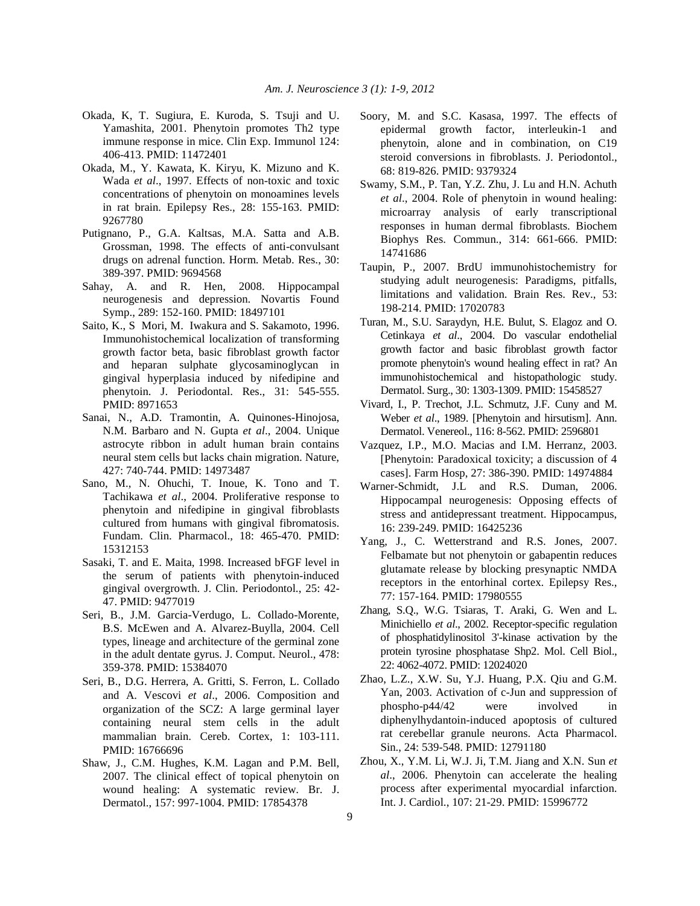Okada, K, T. Sugiura, E. Kuroda, S. Tsuji and U. Yamashita, 2001. Phenytoin promotes Th2 type immune response in mice. Clin Exp. Immunol 124: 406-413. PMID: 11472401

Okada, M., Y. Kawata, K. Kiryu, K. Mizuno and K. Wada *et al*., 1997. Effects of non-toxic and toxic concentrations of phenytoin on monoamines levels in rat brain. Epilepsy Res., 28: 155-163. PMID: 9267780

Putignano, P., G.A. Kaltsas, M.A. Satta and A.B. Grossman, 1998. The effects of anti-convulsant drugs on adrenal function. Horm. Metab. Res., 30: 389-397. PMID: 9694568

Sahay, A. and R. Hen, 2008. Hippocampal neurogenesis and depression. Novartis Found Symp., 289: 152-160. PMID: 18497101

Saito, K., S Mori, M. Iwakura and S. Sakamoto, 1996. Immunohistochemical localization of transforming growth factor beta, basic fibroblast growth factor and heparan sulphate glycosaminoglycan in gingival hyperplasia induced by nifedipine and phenytoin. J. Periodontal. Res., 31: 545-555. PMID: 8971653

Sanai, N., A.D. Tramontin, A. Quinones-Hinojosa, N.M. Barbaro and N. Gupta *et al*., 2004. Unique astrocyte ribbon in adult human brain contains neural stem cells but lacks chain migration. Nature, 427: 740-744. PMID: 14973487

Sano, M., N. Ohuchi, T. Inoue, K. Tono and T. Tachikawa *et al*., 2004. Proliferative response to phenytoin and nifedipine in gingival fibroblasts cultured from humans with gingival fibromatosis. Fundam. Clin. Pharmacol., 18: 465-470. PMID: 15312153

Sasaki, T. and E. Maita, 1998. Increased bFGF level in the serum of patients with phenytoin-induced gingival overgrowth. J. Clin. Periodontol., 25: 42-47. PMID: 9477019

Seri, B., J.M. Garcia-Verdugo, L. Collado-Morente, B.S. McEwen and A. Alvarez-Buylla, 2004. Cell types, lineage and architecture of the germinal zone in the adult dentate gyrus. J. Comput. Neurol., 478: 359-378. PMID: 15384070

Seri, B., D.G. Herrera, A. Gritti, S. Ferron, L. Collado and A. Vescovi *et al*., 2006. Composition and organization of the SCZ: A large germinal layer containing neural stem cells in the adult mammalian brain. Cereb. Cortex, 1: 103-111. PMID: 16766696

Shaw, J., C.M. Hughes, K.M. Lagan and P.M. Bell, 2007. The clinical effect of topical phenytoin on wound healing: A systematic review. Br. J. Dermatol., 157: 997-1004. PMID: 17854378

Soory, M. and S.C. Kasasa, 1997. The effects of epidermal growth factor, interleukin-1 and phenytoin, alone and in combination, on C19 steroid conversions in fibroblasts. J. Periodontol., 68: 819-826. PMID: 9379324

Swamy, S.M., P. Tan, Y.Z. Zhu, J. Lu and H.N. Achuth *et al*., 2004. Role of phenytoin in wound healing: microarray analysis of early transcriptional responses in human dermal fibroblasts. Biochem Biophys Res. Commun., 314: 661-666. PMID: 14741686

Taupin, P., 2007. BrdU immunohistochemistry for studying adult neurogenesis: Paradigms, pitfalls, limitations and validation. Brain Res. Rev., 53: 198-214. PMID: 17020783

Turan, M., S.U. Saraydyn, H.E. Bulut, S. Elagoz and O. Cetinkaya *et al*., 2004. Do vascular endothelial growth factor and basic fibroblast growth factor promote phenytoin's wound healing effect in rat? An immunohistochemical and histopathologic study. Dermatol. Surg., 30: 1303-1309. PMID: 15458527

Vivard, I., P. Trechot, J.L. Schmutz, J.F. Cuny and M. Weber *et al*., 1989. [Phenytoin and hirsutism]. Ann. Dermatol. Venereol., 116: 8-562. PMID: 2596801

Vazquez, I.P., M.O. Macias and I.M. Herranz, 2003. [Phenytoin: Paradoxical toxicity; a discussion of 4 cases]. Farm Hosp, 27: 386-390. PMID: 14974884

Warner-Schmidt, J.L and R.S. Duman, 2006. Hippocampal neurogenesis: Opposing effects of stress and antidepressant treatment. Hippocampus, 16: 239-249. PMID: 16425236

Yang, J., C. Wetterstrand and R.S. Jones, 2007. Felbamate but not phenytoin or gabapentin reduces glutamate release by blocking presynaptic NMDA receptors in the entorhinal cortex. Epilepsy Res., 77: 157-164. PMID: 17980555

Zhang, S.Q., W.G. Tsiaras, T. Araki, G. Wen and L. Minichiello *et al*., 2002. Receptor-specific regulation of phosphatidylinositol 3'-kinase activation by the protein tyrosine phosphatase Shp2. Mol. Cell Biol., 22: 4062-4072. PMID: 12024020

Zhao, L.Z., X.W. Su, Y.J. Huang, P.X. Qiu and G.M. Yan, 2003. Activation of c-Jun and suppression of phospho-p44/42 were involved in diphenylhydantoin-induced apoptosis of cultured rat cerebellar granule neurons. Acta Pharmacol. Sin., 24: 539-548. PMID: 12791180

Zhou, X., Y.M. Li, W.J. Ji, T.M. Jiang and X.N. Sun *et al*., 2006. Phenytoin can accelerate the healing process after experimental myocardial infarction. Int. J. Cardiol., 107: 21-29. PMID: 15996772